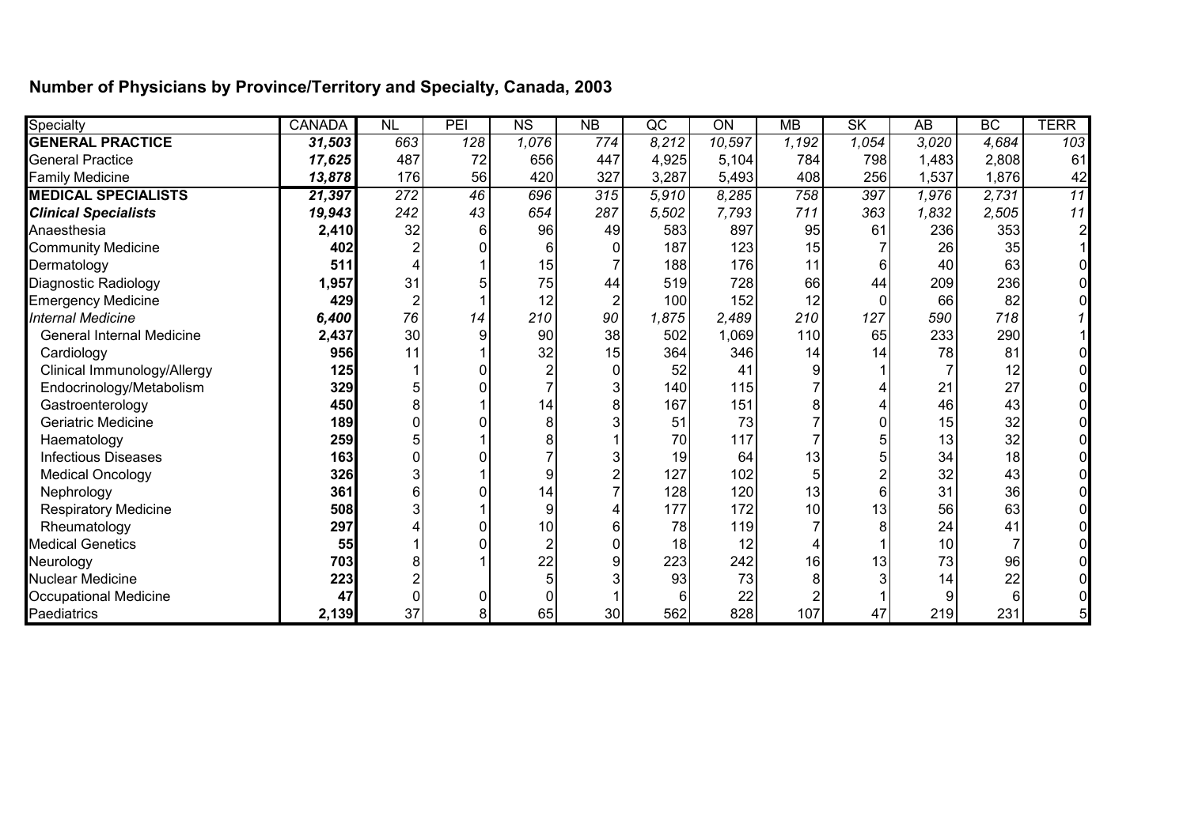## Number of Physicians by Province/Territory and Specialty, Canada, 2003

| Specialty | CANADA | NL | PEI | NS | NB | QC | ON | MB | SK | AB | BC | TERR |
|---|---|---|---|---|---|---|---|---|---|---|---|---|
| **GENERAL PRACTICE** | ***31,503*** | *663* | *128* | *1,076* | *774* | *8,212* | *10,597* | *1,192* | *1,054* | *3,020* | *4,684* | *103* |
| General Practice | ***17,625*** | 487 | 72 | 656 | 447 | 4,925 | 5,104 | 784 | 798 | 1,483 | 2,808 | 61 |
| Family Medicine | ***13,878*** | 176 | 56 | 420 | 327 | 3,287 | 5,493 | 408 | 256 | 1,537 | 1,876 | 42 |
| **MEDICAL SPECIALISTS** | ***21,397*** | *272* | *46* | *696* | *315* | *5,910* | *8,285* | *758* | *397* | *1,976* | *2,731* | *11* |
| ***Clinical Specialists*** | ***19,943*** | *242* | *43* | *654* | *287* | *5,502* | *7,793* | *711* | *363* | *1,832* | *2,505* | *11* |
| Anaesthesia | **2,410** | 32 | 6 | 96 | 49 | 583 | 897 | 95 | 61 | 236 | 353 | 2 |
| Community Medicine | **402** | 2 | 0 | 6 | 0 | 187 | 123 | 15 | 7 | 26 | 35 | 1 |
| Dermatology | **511** | 4 | 1 | 15 | 7 | 188 | 176 | 11 | 6 | 40 | 63 | 0 |
| Diagnostic Radiology | **1,957** | 31 | 5 | 75 | 44 | 519 | 728 | 66 | 44 | 209 | 236 | 0 |
| Emergency Medicine | **429** | 2 | 1 | 12 | 2 | 100 | 152 | 12 | 0 | 66 | 82 | 0 |
| *Internal Medicine* | ***6,400*** | *76* | *14* | *210* | *90* | *1,875* | *2,489* | *210* | *127* | *590* | *718* | *1* |
| General Internal Medicine | **2,437** | 30 | 9 | 90 | 38 | 502 | 1,069 | 110 | 65 | 233 | 290 | 1 |
| Cardiology | **956** | 11 | 1 | 32 | 15 | 364 | 346 | 14 | 14 | 78 | 81 | 0 |
| Clinical Immunology/Allergy | **125** | 1 | 0 | 2 | 0 | 52 | 41 | 9 | 1 | 7 | 12 | 0 |
| Endocrinology/Metabolism | **329** | 5 | 0 | 7 | 3 | 140 | 115 | 7 | 4 | 21 | 27 | 0 |
| Gastroenterology | **450** | 8 | 1 | 14 | 8 | 167 | 151 | 8 | 4 | 46 | 43 | 0 |
| Geriatric Medicine | **189** | 0 | 0 | 8 | 3 | 51 | 73 | 7 | 0 | 15 | 32 | 0 |
| Haematology | **259** | 5 | 1 | 8 | 1 | 70 | 117 | 7 | 5 | 13 | 32 | 0 |
| Infectious Diseases | **163** | 0 | 0 | 7 | 3 | 19 | 64 | 13 | 5 | 34 | 18 | 0 |
| Medical Oncology | **326** | 3 | 1 | 9 | 2 | 127 | 102 | 5 | 2 | 32 | 43 | 0 |
| Nephrology | **361** | 6 | 0 | 14 | 7 | 128 | 120 | 13 | 6 | 31 | 36 | 0 |
| Respiratory Medicine | **508** | 3 | 1 | 9 | 4 | 177 | 172 | 10 | 13 | 56 | 63 | 0 |
| Rheumatology | **297** | 4 | 0 | 10 | 6 | 78 | 119 | 7 | 8 | 24 | 41 | 0 |
| Medical Genetics | **55** | 1 | 0 | 2 | 0 | 18 | 12 | 4 | 1 | 10 | 7 | 0 |
| Neurology | **703** | 8 | 1 | 22 | 9 | 223 | 242 | 16 | 13 | 73 | 96 | 0 |
| Nuclear Medicine | **223** | 2 | | 5 | 3 | 93 | 73 | 8 | 3 | 14 | 22 | 0 |
| Occupational Medicine | **47** | 0 | 0 | 0 | 1 | 6 | 22 | 2 | 1 | 9 | 6 | 0 |
| Paediatrics | **2,139** | 37 | 8 | 65 | 30 | 562 | 828 | 107 | 47 | 219 | 231 | 5 |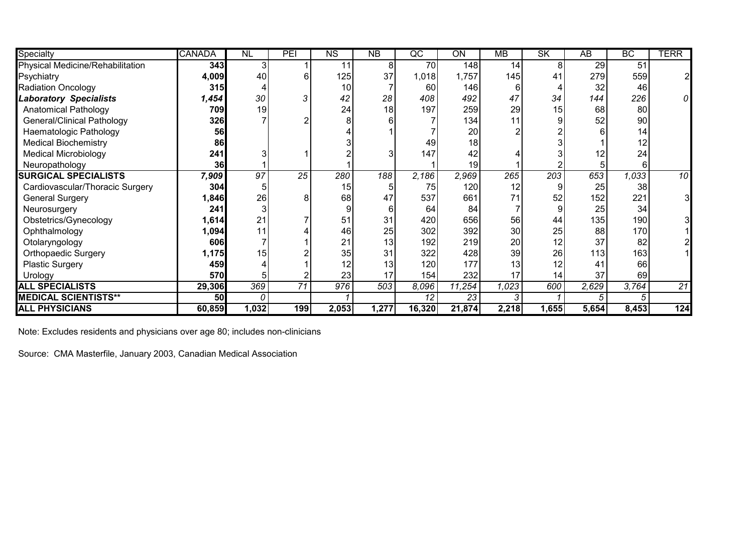| Specialty | CANADA | NL | PEI | NS | NB | QC | ON | MB | SK | AB | BC | TERR |
|---|---|---|---|---|---|---|---|---|---|---|---|---|
| Physical Medicine/Rehabilitation | **343** | 3 | 1 | 11 | 8 | 70 | 148 | 14 | 8 | 29 | 51 | |
| Psychiatry | **4,009** | 40 | 6 | 125 | 37 | 1,018 | 1,757 | 145 | 41 | 279 | 559 | 2 |
| Radiation Oncology | **315** | 4 | | 10 | 7 | 60 | 146 | 6 | 4 | 32 | 46 | |
| ***Laboratory Specialists*** | ***1,454*** | *30* | *3* | *42* | *28* | *408* | *492* | *47* | *34* | *144* | *226* | *0* |
| Anatomical Pathology | **709** | 19 | | 24 | 18 | 197 | 259 | 29 | 15 | 68 | 80 | |
| General/Clinical Pathology | **326** | 7 | 2 | 8 | 6 | 7 | 134 | 11 | 9 | 52 | 90 | |
| Haematologic Pathology | **56** | | | 4 | 1 | 7 | 20 | 2 | 2 | 6 | 14 | |
| Medical Biochemistry | **86** | | | 3 | | 49 | 18 | | 3 | 1 | 12 | |
| Medical Microbiology | **241** | 3 | 1 | 2 | 3 | 147 | 42 | 4 | 3 | 12 | 24 | |
| Neuropathology | **36** | 1 | | 1 | | 1 | 19 | 1 | 2 | 5 | 6 | |
| **SURGICAL SPECIALISTS** | ***7,909*** | *97* | *25* | *280* | *188* | *2,186* | *2,969* | *265* | *203* | *653* | *1,033* | *10* |
| Cardiovascular/Thoracic Surgery | **304** | 5 | | 15 | 5 | 75 | 120 | 12 | 9 | 25 | 38 | |
| General Surgery | **1,846** | 26 | 8 | 68 | 47 | 537 | 661 | 71 | 52 | 152 | 221 | 3 |
| Neurosurgery | **241** | 3 | | 9 | 6 | 64 | 84 | 7 | 9 | 25 | 34 | |
| Obstetrics/Gynecology | **1,614** | 21 | 7 | 51 | 31 | 420 | 656 | 56 | 44 | 135 | 190 | 3 |
| Ophthalmology | **1,094** | 11 | 4 | 46 | 25 | 302 | 392 | 30 | 25 | 88 | 170 | 1 |
| Otolaryngology | **606** | 7 | 1 | 21 | 13 | 192 | 219 | 20 | 12 | 37 | 82 | 2 |
| Orthopaedic Surgery | **1,175** | 15 | 2 | 35 | 31 | 322 | 428 | 39 | 26 | 113 | 163 | 1 |
| Plastic Surgery | **459** | 4 | 1 | 12 | 13 | 120 | 177 | 13 | 12 | 41 | 66 | |
| Urology | **570** | 5 | 2 | 23 | 17 | 154 | 232 | 17 | 14 | 37 | 69 | |
| **ALL SPECIALISTS** | **29,306** | *369* | *71* | *976* | *503* | *8,096* | *11,254* | *1,023* | *600* | *2,629* | *3,764* | *21* |
| **MEDICAL SCIENTISTS**** | **50** | *0* | | *1* | | *12* | *23* | *3* | *1* | *5* | *5* | |
| **ALL PHYSICIANS** | **60,859** | **1,032** | **199** | **2,053** | **1,277** | **16,320** | **21,874** | **2,218** | **1,655** | **5,654** | **8,453** | **124** |

Note: Excludes residents and physicians over age 80; includes non-clinicians

Source: CMA Masterfile, January 2003, Canadian Medical Association